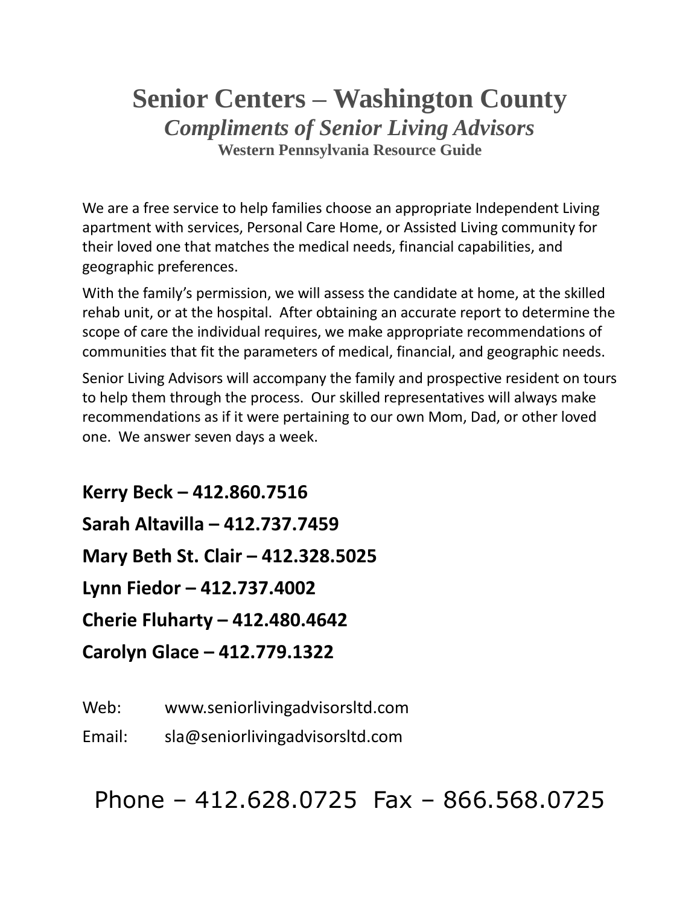# Senior Centers – Washington County

## *Compliments of Senior Living Advisors*

### Western Pennsylvania Resource Guide

We are a free service to help families choose an appropriate Independent Living apartment with services, Personal Care Home, or Assisted Living community for their loved one that matches the medical needs, financial capabilities, and geographic preferences.

With the family's permission, we will assess the candidate at home, at the skilled rehab unit, or at the hospital. After obtaining an accurate report to determine the scope of care the individual requires, we make appropriate recommendations of communities that fit the parameters of medical, financial, and geographic needs.

Senior Living Advisors will accompany the family and prospective resident on tours to help them through the process. Our skilled representatives will always make recommendations as if it were pertaining to our own Mom, Dad, or other loved one. We answer seven days a week.

**Kerry Beck – 412.860.7516**

**Sarah Altavilla – 412.737.7459**

**Mary Beth St. Clair – 412.328.5025**

**Lynn Fiedor – 412.737.4002**

**Cherie Fluharty – 412.480.4642**

**Carolyn Glace – 412.779.1322**

Web: www.seniorlivingadvisorsltd.com

Email: sla@seniorlivingadvisorsltd.com

Phone – 412.628.0725 Fax – 866.568.0725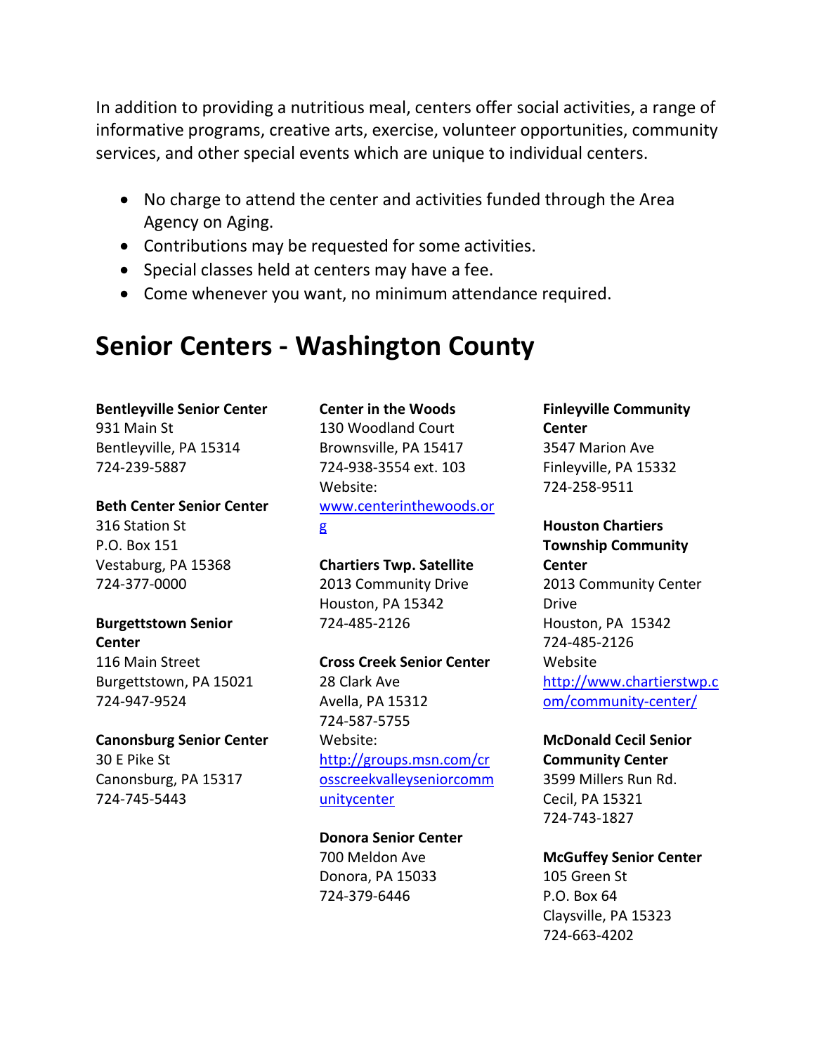In addition to providing a nutritious meal, centers offer social activities, a range of informative programs, creative arts, exercise, volunteer opportunities, community services, and other special events which are unique to individual centers.

- No charge to attend the center and activities funded through the Area Agency on Aging.
- Contributions may be requested for some activities.
- Special classes held at centers may have a fee.
- Come whenever you want, no minimum attendance required.

# Senior Centers - Washington County

**Bentleyville Senior Center**
931 Main St
Bentleyville, PA 15314
724-239-5887

**Beth Center Senior Center**
316 Station St
P.O. Box 151
Vestaburg, PA 15368
724-377-0000

**Burgettstown Senior Center**
116 Main Street
Burgettstown, PA 15021
724-947-9524

**Canonsburg Senior Center**
30 E Pike St
Canonsburg, PA 15317
724-745-5443

**Center in the Woods**
130 Woodland Court
Brownsville, PA 15417
724-938-3554 ext. 103
Website:
www.centerinthewoods.org

**Chartiers Twp. Satellite**
2013 Community Drive
Houston, PA 15342
724-485-2126

**Cross Creek Senior Center**
28 Clark Ave
Avella, PA 15312
724-587-5755
Website:
http://groups.msn.com/crosscreekvalleyseniorcommunitycenter

**Donora Senior Center**
700 Meldon Ave
Donora, PA 15033
724-379-6446

**Finleyville Community Center**
3547 Marion Ave
Finleyville, PA 15332
724-258-9511

**Houston Chartiers Township Community Center**
2013 Community Center Drive
Houston, PA 15342
724-485-2126
Website
http://www.chartierstwp.com/community-center/

**McDonald Cecil Senior Community Center**
3599 Millers Run Rd.
Cecil, PA 15321
724-743-1827

**McGuffey Senior Center**
105 Green St
P.O. Box 64
Claysville, PA 15323
724-663-4202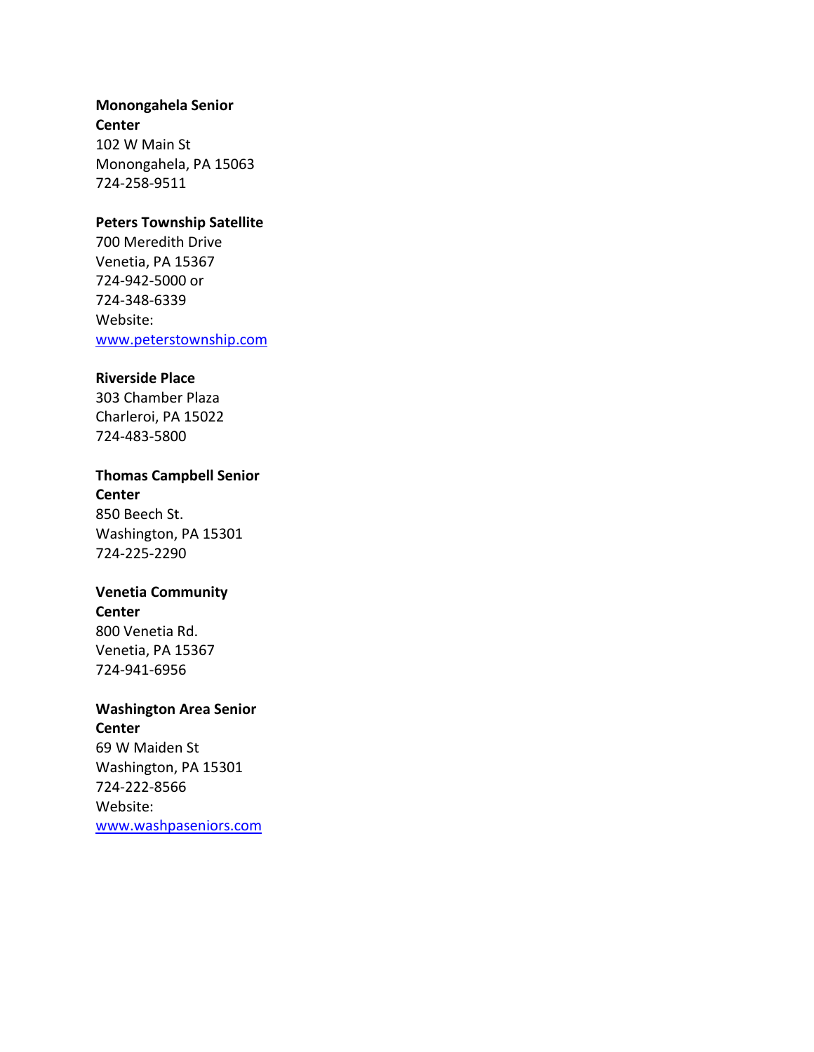**Monongahela Senior Center**
102 W Main St
Monongahela, PA 15063
724-258-9511

**Peters Township Satellite**
700 Meredith Drive
Venetia, PA 15367
724-942-5000 or
724-348-6339
Website:
[www.peterstownship.com](http://www.peterstownship.com)

**Riverside Place**
303 Chamber Plaza
Charleroi, PA 15022
724-483-5800

**Thomas Campbell Senior Center**
850 Beech St.
Washington, PA 15301
724-225-2290

**Venetia Community Center**
800 Venetia Rd.
Venetia, PA 15367
724-941-6956

**Washington Area Senior Center**
69 W Maiden St
Washington, PA 15301
724-222-8566
Website:
[www.washpaseniors.com](http://www.washpaseniors.com)